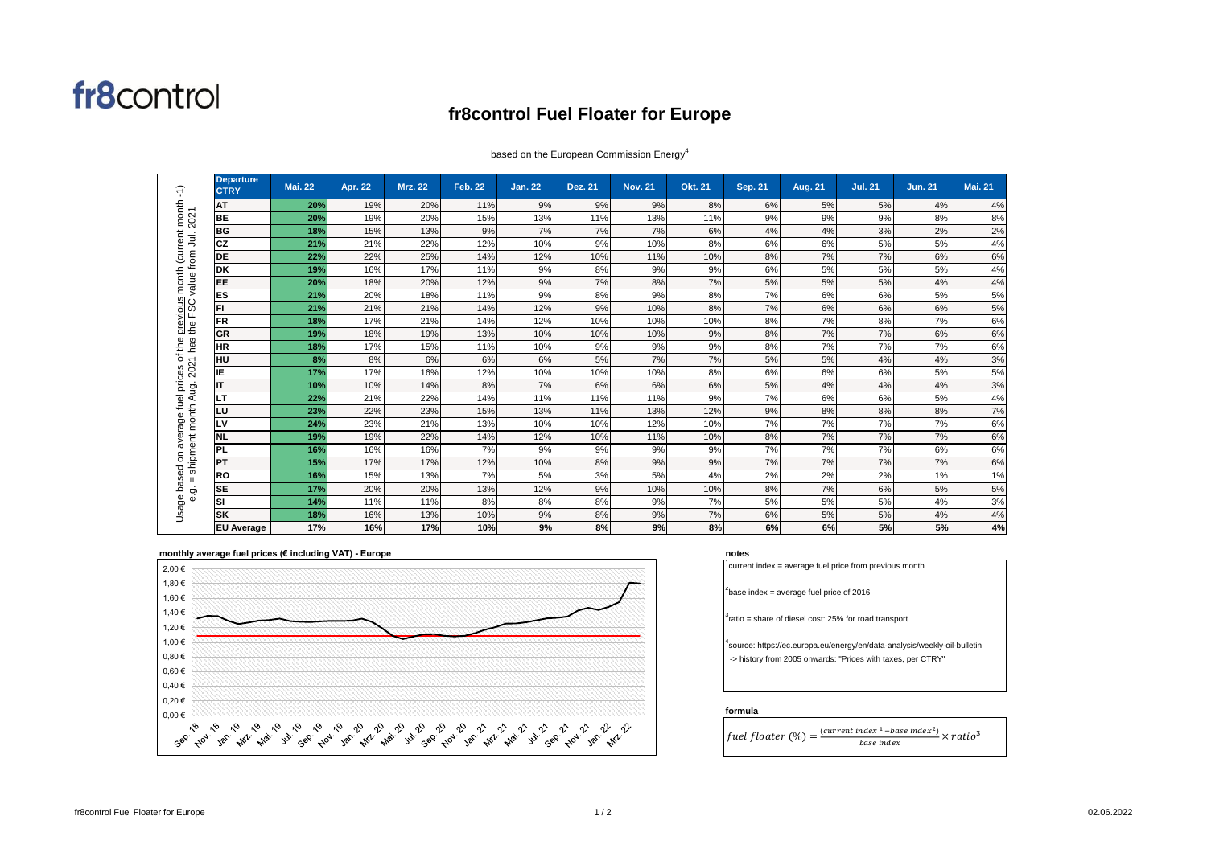fr8control

# fr8control Fuel Floater for Europe

based on the European Commission Energy[4]

Usage based on average fuel prices of the previous month (current month -1)
e.g. = shipment month Aug. 2021 has the FSC value from Jul. 2021

| Departure CTRY | Mai. 22 | Apr. 22 | Mrz. 22 | Feb. 22 | Jan. 22 | Dez. 21 | Nov. 21 | Okt. 21 | Sep. 21 | Aug. 21 | Jul. 21 | Jun. 21 | Mai. 21 |
|---|---|---|---|---|---|---|---|---|---|---|---|---|---|
| AT | **20%** | 19% | 20% | 11% | 9% | 9% | 9% | 8% | 6% | 5% | 5% | 4% | 4% |
| BE | **20%** | 19% | 20% | 15% | 13% | 11% | 13% | 11% | 9% | 9% | 9% | 8% | 8% |
| BG | **18%** | 15% | 13% | 9% | 7% | 7% | 7% | 6% | 4% | 4% | 3% | 2% | 2% |
| CZ | **21%** | 21% | 22% | 12% | 10% | 9% | 10% | 8% | 6% | 6% | 5% | 5% | 4% |
| DE | **22%** | 22% | 25% | 14% | 12% | 10% | 11% | 10% | 8% | 7% | 7% | 6% | 6% |
| DK | **19%** | 16% | 17% | 11% | 9% | 8% | 9% | 9% | 6% | 5% | 5% | 5% | 4% |
| EE | **20%** | 18% | 20% | 12% | 9% | 7% | 8% | 7% | 5% | 5% | 5% | 4% | 4% |
| ES | **21%** | 20% | 18% | 11% | 9% | 8% | 9% | 8% | 7% | 6% | 6% | 5% | 5% |
| FI | **21%** | 21% | 21% | 14% | 12% | 9% | 10% | 8% | 7% | 6% | 6% | 6% | 5% |
| FR | **18%** | 17% | 21% | 14% | 12% | 10% | 10% | 10% | 8% | 7% | 8% | 7% | 6% |
| GR | **19%** | 18% | 19% | 13% | 10% | 10% | 10% | 9% | 8% | 7% | 7% | 6% | 6% |
| HR | **18%** | 17% | 15% | 11% | 10% | 9% | 9% | 9% | 8% | 7% | 7% | 7% | 6% |
| HU | **8%** | 8% | 6% | 6% | 6% | 5% | 7% | 7% | 5% | 5% | 4% | 4% | 3% |
| IE | **17%** | 17% | 16% | 12% | 10% | 10% | 10% | 8% | 6% | 6% | 6% | 5% | 5% |
| IT | **10%** | 10% | 14% | 8% | 7% | 6% | 6% | 6% | 5% | 4% | 4% | 4% | 3% |
| LT | **22%** | 21% | 22% | 14% | 11% | 11% | 11% | 9% | 7% | 6% | 6% | 5% | 4% |
| LU | **23%** | 22% | 23% | 15% | 13% | 11% | 13% | 12% | 9% | 8% | 8% | 8% | 7% |
| LV | **24%** | 23% | 21% | 13% | 10% | 10% | 12% | 10% | 7% | 7% | 7% | 7% | 6% |
| NL | **19%** | 19% | 22% | 14% | 12% | 10% | 11% | 10% | 8% | 7% | 7% | 7% | 6% |
| PL | **16%** | 16% | 16% | 7% | 9% | 9% | 9% | 9% | 7% | 7% | 7% | 6% | 6% |
| PT | **15%** | 17% | 17% | 12% | 10% | 8% | 9% | 9% | 7% | 7% | 7% | 7% | 6% |
| RO | **16%** | 15% | 13% | 7% | 5% | 3% | 5% | 4% | 2% | 2% | 2% | 1% | 1% |
| SE | **17%** | 20% | 20% | 13% | 12% | 9% | 10% | 10% | 8% | 7% | 6% | 5% | 5% |
| SI | **14%** | 11% | 11% | 8% | 8% | 8% | 9% | 7% | 5% | 5% | 5% | 4% | 3% |
| SK | **18%** | 16% | 13% | 10% | 9% | 8% | 9% | 7% | 6% | 5% | 5% | 4% | 4% |
| **EU Average** | **17%** | **16%** | **17%** | **10%** | **9%** | **8%** | **9%** | **8%** | **6%** | **6%** | **5%** | **5%** | **4%** |

**monthly average fuel prices (€ including VAT) - Europe**

2,00 €
1,80 €
1,60 €
1,40 €
1,20 €
1,00 €
0,80 €
0,60 €
0,40 €
0,20 €
0,00 €

Sep. 18, Nov. 18, Jan. 19, Mrz. 19, Mai. 19, Jul. 19, Sep. 19, Nov. 19, Jan. 20, Mrz. 20, Mai. 20, Jul. 20, Sep. 20, Nov. 20, Jan. 21, Mrz. 21, Mai. 21, Jul. 21, Sep. 21, Nov. 21, Jan. 22, Mrz. 22

**notes**

[1]current index = average fuel price from previous month

[2]base index = average fuel price of 2016

[3]ratio = share of diesel cost: 25% for road transport

[4]source: https://ec.europa.eu/energy/en/data-analysis/weekly-oil-bulletin
-> history from 2005 onwards: "Prices with taxes, per CTRY"

**formula**

$$fuel\ floater\ (\%) = \frac{(current\ index^{1} - base\ index^{2})}{base\ index} \times ratio^{3}$$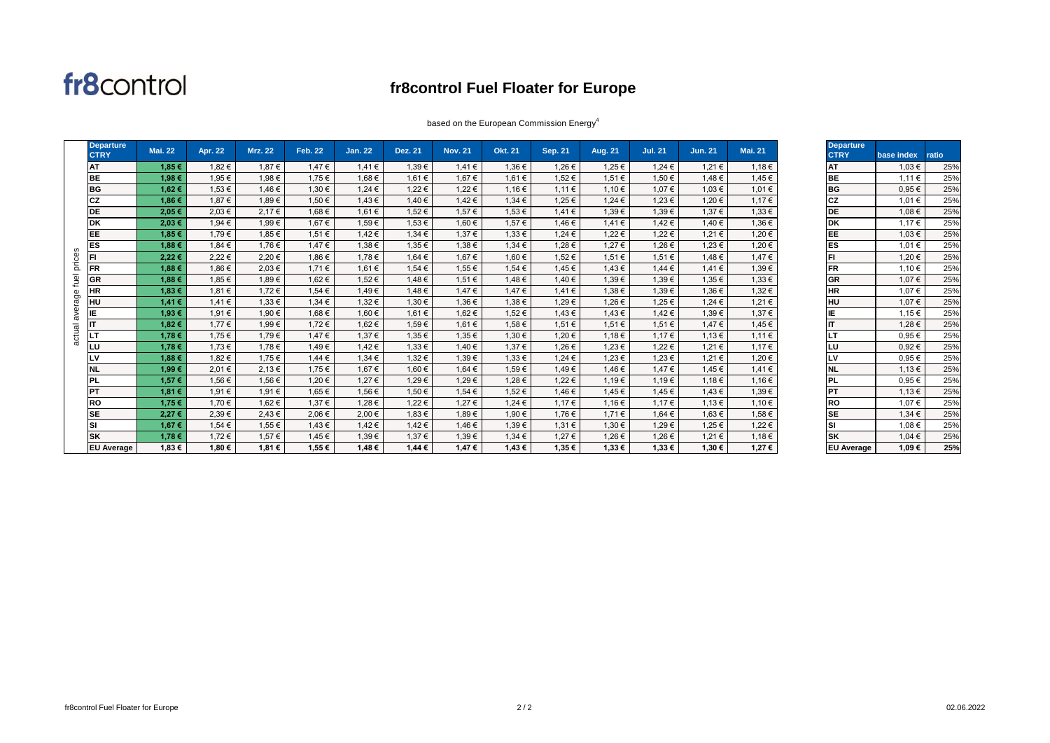# fr8control Fuel Floater for Europe

based on the European Commission Energy[4]

| | Departure CTRY | Mai. 22 | Apr. 22 | Mrz. 22 | Feb. 22 | Jan. 22 | Dez. 21 | Nov. 21 | Okt. 21 | Sep. 21 | Aug. 21 | Jul. 21 | Jun. 21 | Mai. 21 |
|---|---|---|---|---|---|---|---|---|---|---|---|---|---|---|
| actual average fuel prices | AT | **1,85 €** | 1,82 € | 1,87 € | 1,47 € | 1,41 € | 1,39 € | 1,41 € | 1,36 € | 1,26 € | 1,25 € | 1,24 € | 1,21 € | 1,18 € |
| | BE | **1,98 €** | 1,95 € | 1,98 € | 1,75 € | 1,68 € | 1,61 € | 1,67 € | 1,61 € | 1,52 € | 1,51 € | 1,50 € | 1,48 € | 1,45 € |
| | BG | **1,62 €** | 1,53 € | 1,46 € | 1,30 € | 1,24 € | 1,22 € | 1,22 € | 1,16 € | 1,11 € | 1,10 € | 1,07 € | 1,03 € | 1,01 € |
| | CZ | **1,86 €** | 1,87 € | 1,89 € | 1,50 € | 1,43 € | 1,40 € | 1,42 € | 1,34 € | 1,25 € | 1,24 € | 1,23 € | 1,20 € | 1,17 € |
| | DE | **2,05 €** | 2,03 € | 2,17 € | 1,68 € | 1,61 € | 1,52 € | 1,57 € | 1,53 € | 1,41 € | 1,39 € | 1,39 € | 1,37 € | 1,33 € |
| | DK | **2,03 €** | 1,94 € | 1,99 € | 1,67 € | 1,59 € | 1,53 € | 1,60 € | 1,57 € | 1,46 € | 1,41 € | 1,42 € | 1,40 € | 1,36 € |
| | EE | **1,85 €** | 1,79 € | 1,85 € | 1,51 € | 1,42 € | 1,34 € | 1,37 € | 1,33 € | 1,24 € | 1,22 € | 1,22 € | 1,21 € | 1,20 € |
| | ES | **1,88 €** | 1,84 € | 1,76 € | 1,47 € | 1,38 € | 1,35 € | 1,38 € | 1,34 € | 1,28 € | 1,27 € | 1,26 € | 1,23 € | 1,20 € |
| | FI | **2,22 €** | 2,22 € | 2,20 € | 1,86 € | 1,78 € | 1,64 € | 1,67 € | 1,60 € | 1,52 € | 1,51 € | 1,51 € | 1,48 € | 1,47 € |
| | FR | **1,88 €** | 1,86 € | 2,03 € | 1,71 € | 1,61 € | 1,54 € | 1,55 € | 1,54 € | 1,45 € | 1,43 € | 1,44 € | 1,41 € | 1,39 € |
| | GR | **1,88 €** | 1,85 € | 1,89 € | 1,62 € | 1,52 € | 1,48 € | 1,51 € | 1,48 € | 1,40 € | 1,39 € | 1,39 € | 1,35 € | 1,33 € |
| | HR | **1,83 €** | 1,81 € | 1,72 € | 1,54 € | 1,49 € | 1,48 € | 1,47 € | 1,47 € | 1,41 € | 1,38 € | 1,39 € | 1,36 € | 1,32 € |
| | HU | **1,41 €** | 1,41 € | 1,33 € | 1,34 € | 1,32 € | 1,30 € | 1,36 € | 1,38 € | 1,29 € | 1,26 € | 1,25 € | 1,24 € | 1,21 € |
| | IE | **1,93 €** | 1,91 € | 1,90 € | 1,68 € | 1,60 € | 1,61 € | 1,62 € | 1,52 € | 1,43 € | 1,43 € | 1,42 € | 1,39 € | 1,37 € |
| | IT | **1,82 €** | 1,77 € | 1,99 € | 1,72 € | 1,62 € | 1,59 € | 1,61 € | 1,58 € | 1,51 € | 1,51 € | 1,51 € | 1,47 € | 1,45 € |
| | LT | **1,78 €** | 1,75 € | 1,79 € | 1,47 € | 1,37 € | 1,35 € | 1,35 € | 1,30 € | 1,20 € | 1,18 € | 1,17 € | 1,13 € | 1,11 € |
| | LU | **1,78 €** | 1,73 € | 1,78 € | 1,49 € | 1,42 € | 1,33 € | 1,40 € | 1,37 € | 1,26 € | 1,23 € | 1,22 € | 1,21 € | 1,17 € |
| | LV | **1,88 €** | 1,82 € | 1,75 € | 1,44 € | 1,34 € | 1,32 € | 1,39 € | 1,33 € | 1,24 € | 1,23 € | 1,23 € | 1,21 € | 1,20 € |
| | NL | **1,99 €** | 2,01 € | 2,13 € | 1,75 € | 1,67 € | 1,60 € | 1,64 € | 1,59 € | 1,49 € | 1,46 € | 1,47 € | 1,45 € | 1,41 € |
| | PL | **1,57 €** | 1,56 € | 1,56 € | 1,20 € | 1,27 € | 1,29 € | 1,29 € | 1,28 € | 1,22 € | 1,19 € | 1,19 € | 1,18 € | 1,16 € |
| | PT | **1,81 €** | 1,91 € | 1,91 € | 1,65 € | 1,56 € | 1,50 € | 1,54 € | 1,52 € | 1,46 € | 1,45 € | 1,45 € | 1,43 € | 1,39 € |
| | RO | **1,75 €** | 1,70 € | 1,62 € | 1,37 € | 1,28 € | 1,22 € | 1,27 € | 1,24 € | 1,17 € | 1,16 € | 1,17 € | 1,13 € | 1,10 € |
| | SE | **2,27 €** | 2,39 € | 2,43 € | 2,06 € | 2,00 € | 1,83 € | 1,89 € | 1,90 € | 1,76 € | 1,71 € | 1,64 € | 1,63 € | 1,58 € |
| | SI | **1,67 €** | 1,54 € | 1,55 € | 1,43 € | 1,42 € | 1,42 € | 1,46 € | 1,39 € | 1,31 € | 1,30 € | 1,29 € | 1,25 € | 1,22 € |
| | SK | **1,78 €** | 1,72 € | 1,57 € | 1,45 € | 1,39 € | 1,37 € | 1,39 € | 1,34 € | 1,27 € | 1,26 € | 1,26 € | 1,21 € | 1,18 € |
| | **EU Average** | **1,83 €** | **1,80 €** | **1,81 €** | **1,55 €** | **1,48 €** | **1,44 €** | **1,47 €** | **1,43 €** | **1,35 €** | **1,33 €** | **1,33 €** | **1,30 €** | **1,27 €** |

| Departure CTRY | base index | ratio |
|---|---|---|
| AT | 1,03 € | 25% |
| BE | 1,11 € | 25% |
| BG | 0,95 € | 25% |
| CZ | 1,01 € | 25% |
| DE | 1,08 € | 25% |
| DK | 1,17 € | 25% |
| EE | 1,03 € | 25% |
| ES | 1,01 € | 25% |
| FI | 1,20 € | 25% |
| FR | 1,10 € | 25% |
| GR | 1,07 € | 25% |
| HR | 1,07 € | 25% |
| HU | 1,07 € | 25% |
| IE | 1,15 € | 25% |
| IT | 1,28 € | 25% |
| LT | 0,95 € | 25% |
| LU | 0,92 € | 25% |
| LV | 0,95 € | 25% |
| NL | 1,13 € | 25% |
| PL | 0,95 € | 25% |
| PT | 1,13 € | 25% |
| RO | 1,07 € | 25% |
| SE | 1,34 € | 25% |
| SI | 1,08 € | 25% |
| SK | 1,04 € | 25% |
| **EU Average** | **1,09 €** | **25%** |

02.06.2022